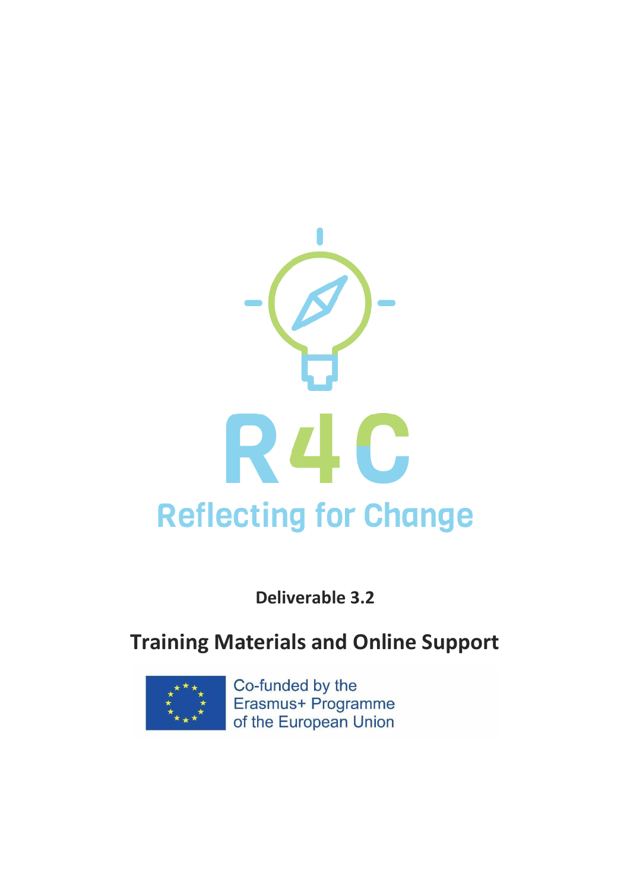R4C

Reflecting for Change

**Deliverable 3.2**

## Training Materials and Online Support

Co-funded by the Erasmus+ Programme of the European Union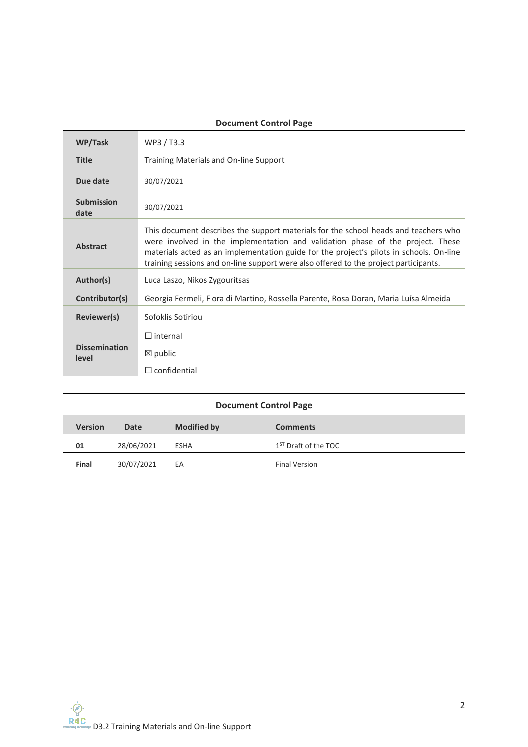## Document Control Page

| | |
|---|---|
| **WP/Task** | WP3 / T3.3 |
| **Title** | Training Materials and On-line Support |
| **Due date** | 30/07/2021 |
| **Submission date** | 30/07/2021 |
| **Abstract** | This document describes the support materials for the school heads and teachers who were involved in the implementation and validation phase of the project. These materials acted as an implementation guide for the project's pilots in schools. On-line training sessions and on-line support were also offered to the project participants. |
| **Author(s)** | Luca Laszo, Nikos Zygouritsas |
| **Contributor(s)** | Georgia Fermeli, Flora di Martino, Rossella Parente, Rosa Doran, Maria Luísa Almeida |
| **Reviewer(s)** | Sofoklis Sotiriou |
| **Dissemination level** | ☐ internal<br>☒ public<br>☐ confidential |

## Document Control Page

| Version | Date | Modified by | Comments |
|---|---|---|---|
| **01** | 28/06/2021 | ESHA | 1ST Draft of the TOC |
| **Final** | 30/07/2021 | EA | Final Version |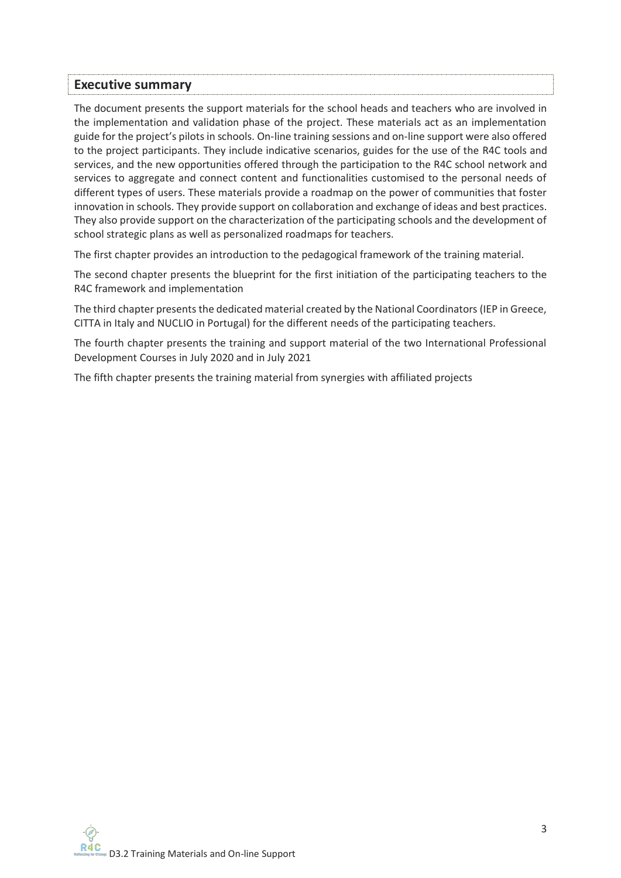## Executive summary

The document presents the support materials for the school heads and teachers who are involved in the implementation and validation phase of the project. These materials act as an implementation guide for the project's pilots in schools. On-line training sessions and on-line support were also offered to the project participants. They include indicative scenarios, guides for the use of the R4C tools and services, and the new opportunities offered through the participation to the R4C school network and services to aggregate and connect content and functionalities customised to the personal needs of different types of users. These materials provide a roadmap on the power of communities that foster innovation in schools. They provide support on collaboration and exchange of ideas and best practices. They also provide support on the characterization of the participating schools and the development of school strategic plans as well as personalized roadmaps for teachers.

The first chapter provides an introduction to the pedagogical framework of the training material.

The second chapter presents the blueprint for the first initiation of the participating teachers to the R4C framework and implementation

The third chapter presents the dedicated material created by the National Coordinators (IEP in Greece, CITTA in Italy and NUCLIO in Portugal) for the different needs of the participating teachers.

The fourth chapter presents the training and support material of the two International Professional Development Courses in July 2020 and in July 2021

The fifth chapter presents the training material from synergies with affiliated projects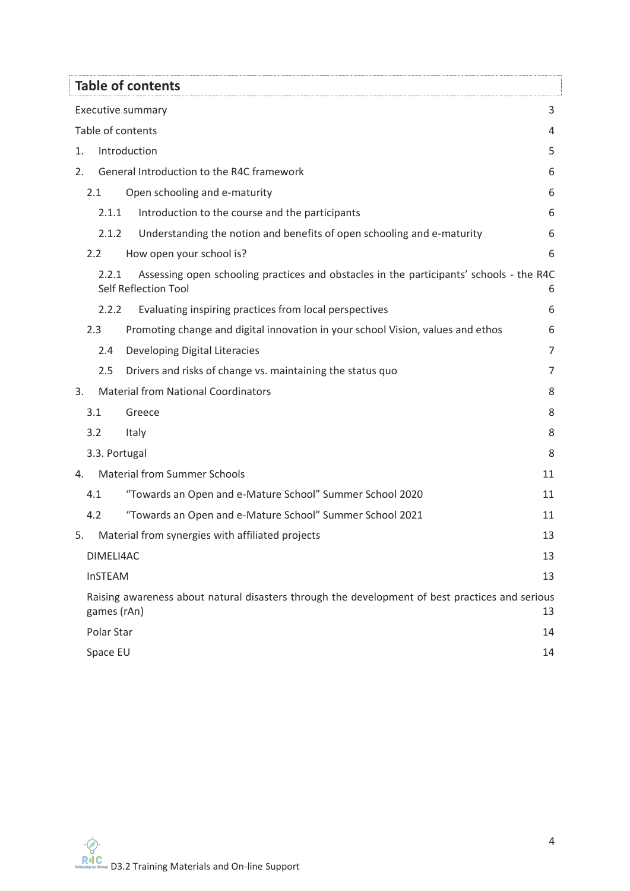## Table of contents

Executive summary 3

Table of contents 4

1. Introduction 5
2. General Introduction to the R4C framework 6
   - 2.1 Open schooling and e-maturity 6
     - 2.1.1 Introduction to the course and the participants 6
     - 2.1.2 Understanding the notion and benefits of open schooling and e-maturity 6
   - 2.2 How open your school is? 6
     - 2.2.1 Assessing open schooling practices and obstacles in the participants' schools - the R4C Self Reflection Tool 6
     - 2.2.2 Evaluating inspiring practices from local perspectives 6
   - 2.3 Promoting change and digital innovation in your school Vision, values and ethos 6
     - 2.4 Developing Digital Literacies 7
     - 2.5 Drivers and risks of change vs. maintaining the status quo 7
3. Material from National Coordinators 8
   - 3.1 Greece 8
   - 3.2 Italy 8
   - 3.3. Portugal 8
4. Material from Summer Schools 11
   - 4.1 "Towards an Open and e-Mature School" Summer School 2020 11
   - 4.2 "Towards an Open and e-Mature School" Summer School 2021 11
5. Material from synergies with affiliated projects 13
   - DIMELI4AC 13
   - InSTEAM 13
   - Raising awareness about natural disasters through the development of best practices and serious games (rAn) 13
   - Polar Star 14
   - Space EU 14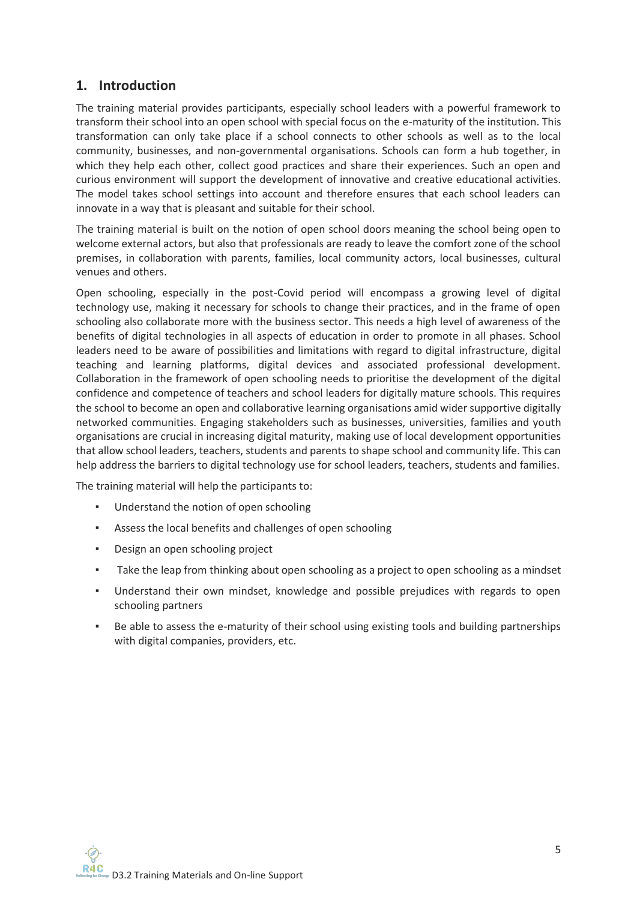## 1. Introduction

The training material provides participants, especially school leaders with a powerful framework to transform their school into an open school with special focus on the e-maturity of the institution. This transformation can only take place if a school connects to other schools as well as to the local community, businesses, and non-governmental organisations. Schools can form a hub together, in which they help each other, collect good practices and share their experiences. Such an open and curious environment will support the development of innovative and creative educational activities. The model takes school settings into account and therefore ensures that each school leaders can innovate in a way that is pleasant and suitable for their school.

The training material is built on the notion of open school doors meaning the school being open to welcome external actors, but also that professionals are ready to leave the comfort zone of the school premises, in collaboration with parents, families, local community actors, local businesses, cultural venues and others.

Open schooling, especially in the post-Covid period will encompass a growing level of digital technology use, making it necessary for schools to change their practices, and in the frame of open schooling also collaborate more with the business sector. This needs a high level of awareness of the benefits of digital technologies in all aspects of education in order to promote in all phases. School leaders need to be aware of possibilities and limitations with regard to digital infrastructure, digital teaching and learning platforms, digital devices and associated professional development. Collaboration in the framework of open schooling needs to prioritise the development of the digital confidence and competence of teachers and school leaders for digitally mature schools. This requires the school to become an open and collaborative learning organisations amid wider supportive digitally networked communities. Engaging stakeholders such as businesses, universities, families and youth organisations are crucial in increasing digital maturity, making use of local development opportunities that allow school leaders, teachers, students and parents to shape school and community life. This can help address the barriers to digital technology use for school leaders, teachers, students and families.

The training material will help the participants to:

- Understand the notion of open schooling
- Assess the local benefits and challenges of open schooling
- Design an open schooling project
- Take the leap from thinking about open schooling as a project to open schooling as a mindset
- Understand their own mindset, knowledge and possible prejudices with regards to open schooling partners
- Be able to assess the e-maturity of their school using existing tools and building partnerships with digital companies, providers, etc.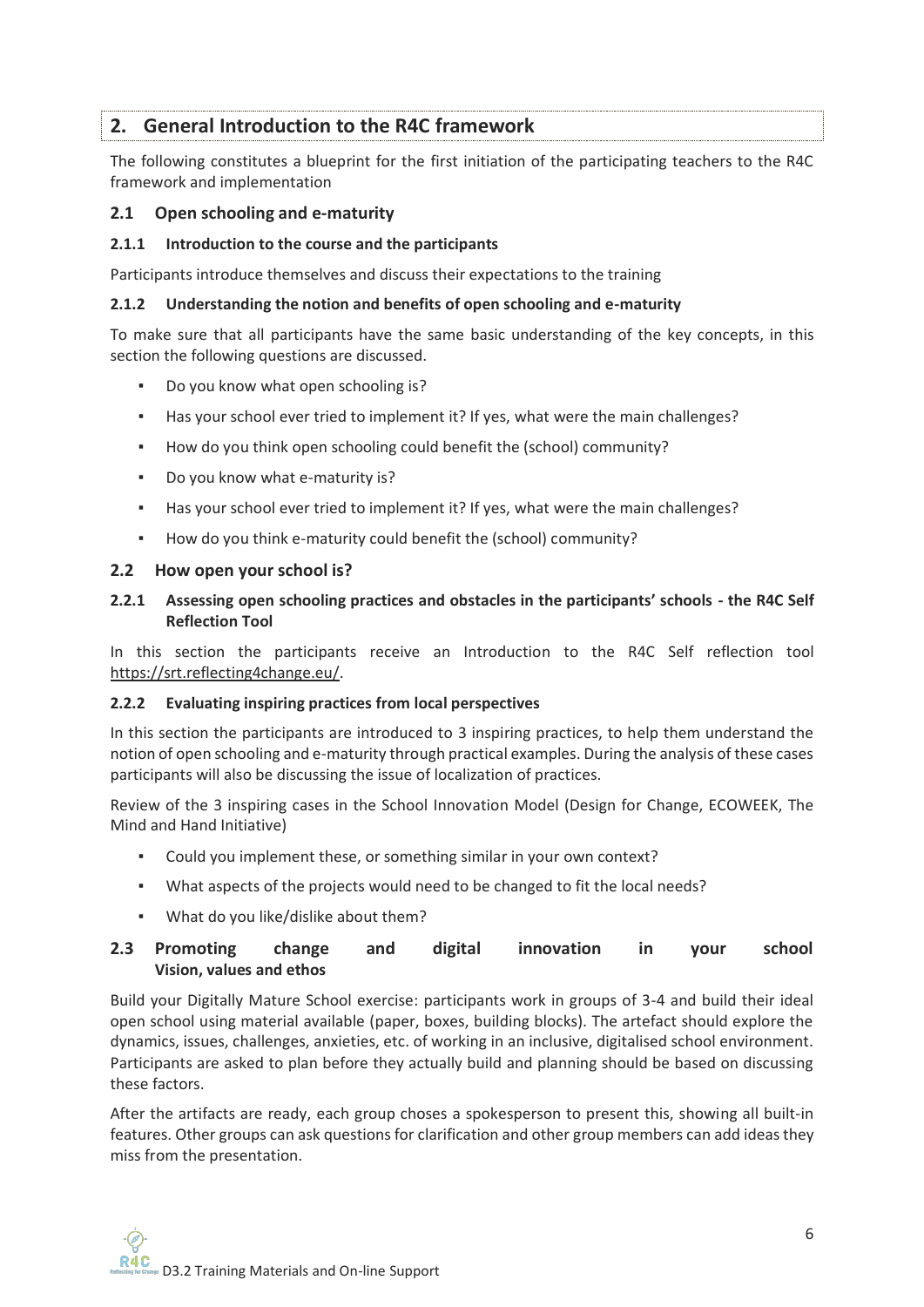## 2. General Introduction to the R4C framework

The following constitutes a blueprint for the first initiation of the participating teachers to the R4C framework and implementation

### 2.1 Open schooling and e-maturity

#### 2.1.1 Introduction to the course and the participants

Participants introduce themselves and discuss their expectations to the training

#### 2.1.2 Understanding the notion and benefits of open schooling and e-maturity

To make sure that all participants have the same basic understanding of the key concepts, in this section the following questions are discussed.

- Do you know what open schooling is?
- Has your school ever tried to implement it? If yes, what were the main challenges?
- How do you think open schooling could benefit the (school) community?
- Do you know what e-maturity is?
- Has your school ever tried to implement it? If yes, what were the main challenges?
- How do you think e-maturity could benefit the (school) community?

### 2.2 How open your school is?

#### 2.2.1 Assessing open schooling practices and obstacles in the participants' schools - the R4C Self Reflection Tool

In this section the participants receive an Introduction to the R4C Self reflection tool https://srt.reflecting4change.eu/.

#### 2.2.2 Evaluating inspiring practices from local perspectives

In this section the participants are introduced to 3 inspiring practices, to help them understand the notion of open schooling and e-maturity through practical examples. During the analysis of these cases participants will also be discussing the issue of localization of practices.

Review of the 3 inspiring cases in the School Innovation Model (Design for Change, ECOWEEK, The Mind and Hand Initiative)

- Could you implement these, or something similar in your own context?
- What aspects of the projects would need to be changed to fit the local needs?
- What do you like/dislike about them?

### 2.3 Promoting change and digital innovation in your school Vision, values and ethos

Build your Digitally Mature School exercise: participants work in groups of 3-4 and build their ideal open school using material available (paper, boxes, building blocks). The artefact should explore the dynamics, issues, challenges, anxieties, etc. of working in an inclusive, digitalised school environment. Participants are asked to plan before they actually build and planning should be based on discussing these factors.

After the artifacts are ready, each group choses a spokesperson to present this, showing all built-in features. Other groups can ask questions for clarification and other group members can add ideas they miss from the presentation.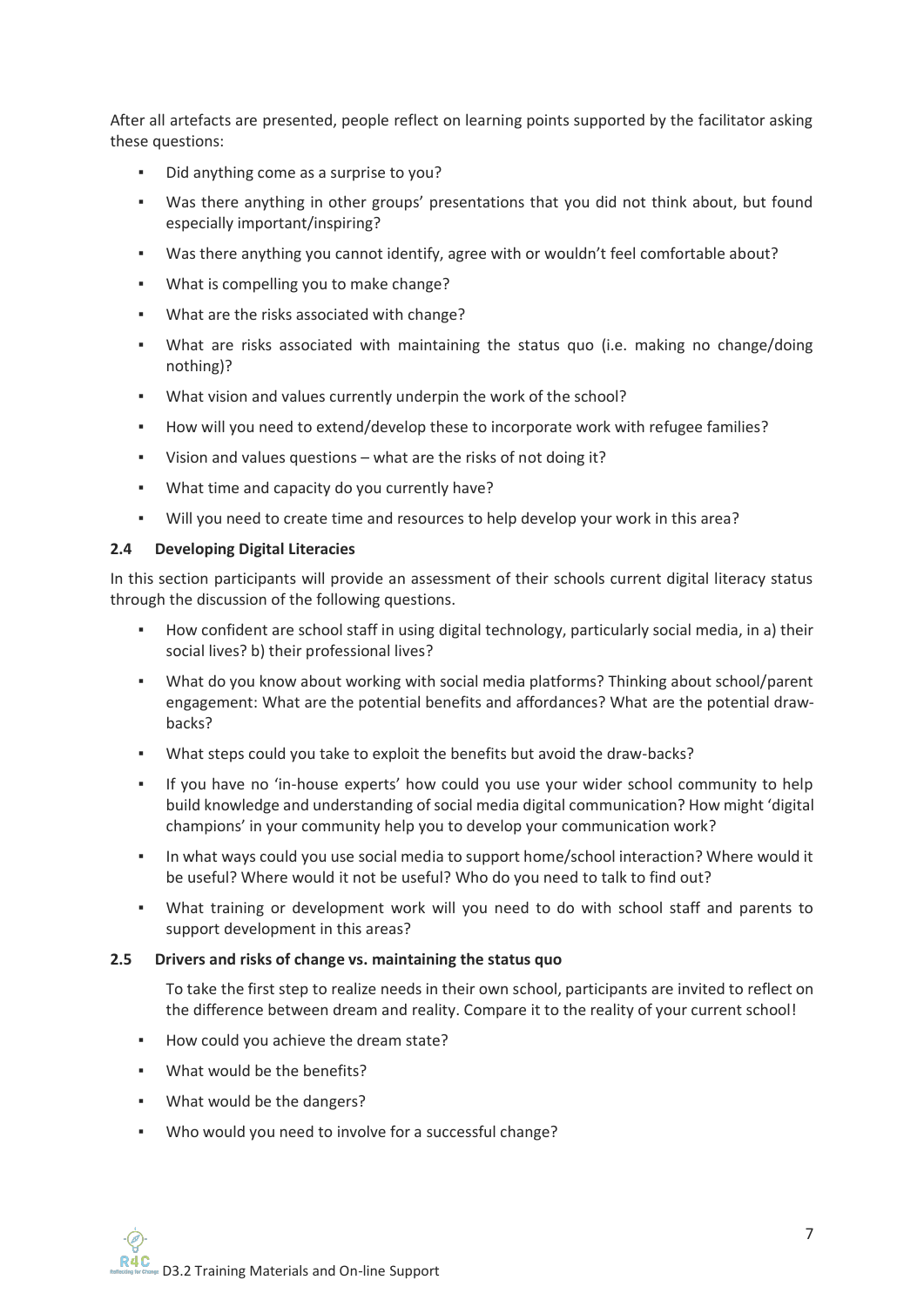After all artefacts are presented, people reflect on learning points supported by the facilitator asking these questions:

- Did anything come as a surprise to you?
- Was there anything in other groups' presentations that you did not think about, but found especially important/inspiring?
- Was there anything you cannot identify, agree with or wouldn't feel comfortable about?
- What is compelling you to make change?
- What are the risks associated with change?
- What are risks associated with maintaining the status quo (i.e. making no change/doing nothing)?
- What vision and values currently underpin the work of the school?
- How will you need to extend/develop these to incorporate work with refugee families?
- Vision and values questions – what are the risks of not doing it?
- What time and capacity do you currently have?
- Will you need to create time and resources to help develop your work in this area?

### 2.4 Developing Digital Literacies

In this section participants will provide an assessment of their schools current digital literacy status through the discussion of the following questions.

- How confident are school staff in using digital technology, particularly social media, in a) their social lives? b) their professional lives?
- What do you know about working with social media platforms? Thinking about school/parent engagement: What are the potential benefits and affordances? What are the potential draw-backs?
- What steps could you take to exploit the benefits but avoid the draw-backs?
- If you have no 'in-house experts' how could you use your wider school community to help build knowledge and understanding of social media digital communication? How might 'digital champions' in your community help you to develop your communication work?
- In what ways could you use social media to support home/school interaction? Where would it be useful? Where would it not be useful? Who do you need to talk to find out?
- What training or development work will you need to do with school staff and parents to support development in this areas?

### 2.5 Drivers and risks of change vs. maintaining the status quo

To take the first step to realize needs in their own school, participants are invited to reflect on the difference between dream and reality. Compare it to the reality of your current school!

- How could you achieve the dream state?
- What would be the benefits?
- What would be the dangers?
- Who would you need to involve for a successful change?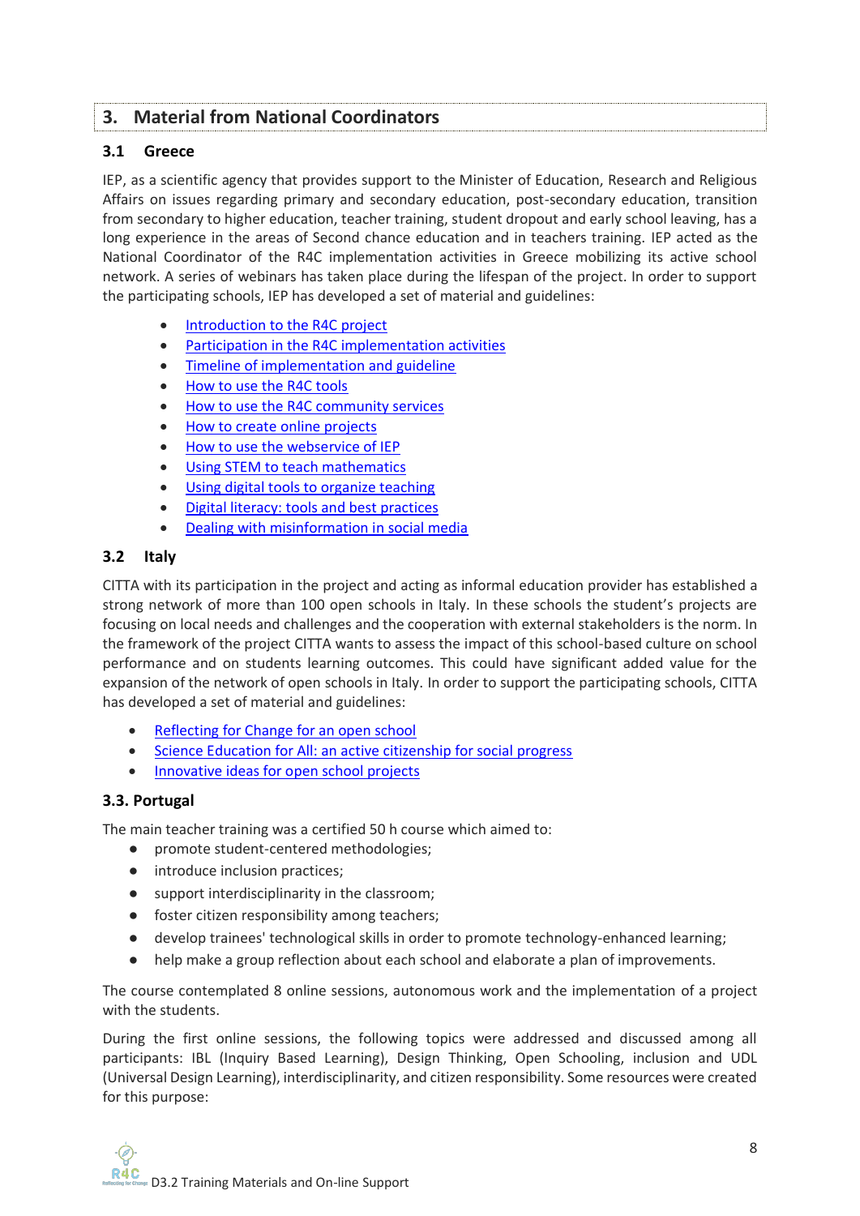# 3. Material from National Coordinators

## 3.1 Greece

IEP, as a scientific agency that provides support to the Minister of Education, Research and Religious Affairs on issues regarding primary and secondary education, post-secondary education, transition from secondary to higher education, teacher training, student dropout and early school leaving, has a long experience in the areas of Second chance education and in teachers training. IEP acted as the National Coordinator of the R4C implementation activities in Greece mobilizing its active school network. A series of webinars has taken place during the lifespan of the project. In order to support the participating schools, IEP has developed a set of material and guidelines:

- Introduction to the R4C project
- Participation in the R4C implementation activities
- Timeline of implementation and guideline
- How to use the R4C tools
- How to use the R4C community services
- How to create online projects
- How to use the webservice of IEP
- Using STEM to teach mathematics
- Using digital tools to organize teaching
- Digital literacy: tools and best practices
- Dealing with misinformation in social media

## 3.2 Italy

CITTA with its participation in the project and acting as informal education provider has established a strong network of more than 100 open schools in Italy. In these schools the student's projects are focusing on local needs and challenges and the cooperation with external stakeholders is the norm. In the framework of the project CITTA wants to assess the impact of this school-based culture on school performance and on students learning outcomes. This could have significant added value for the expansion of the network of open schools in Italy. In order to support the participating schools, CITTA has developed a set of material and guidelines:

- Reflecting for Change for an open school
- Science Education for All: an active citizenship for social progress
- Innovative ideas for open school projects

## 3.3. Portugal

The main teacher training was a certified 50 h course which aimed to:

- promote student-centered methodologies;
- introduce inclusion practices;
- support interdisciplinarity in the classroom;
- foster citizen responsibility among teachers;
- develop trainees' technological skills in order to promote technology-enhanced learning;
- help make a group reflection about each school and elaborate a plan of improvements.

The course contemplated 8 online sessions, autonomous work and the implementation of a project with the students.

During the first online sessions, the following topics were addressed and discussed among all participants: IBL (Inquiry Based Learning), Design Thinking, Open Schooling, inclusion and UDL (Universal Design Learning), interdisciplinarity, and citizen responsibility. Some resources were created for this purpose: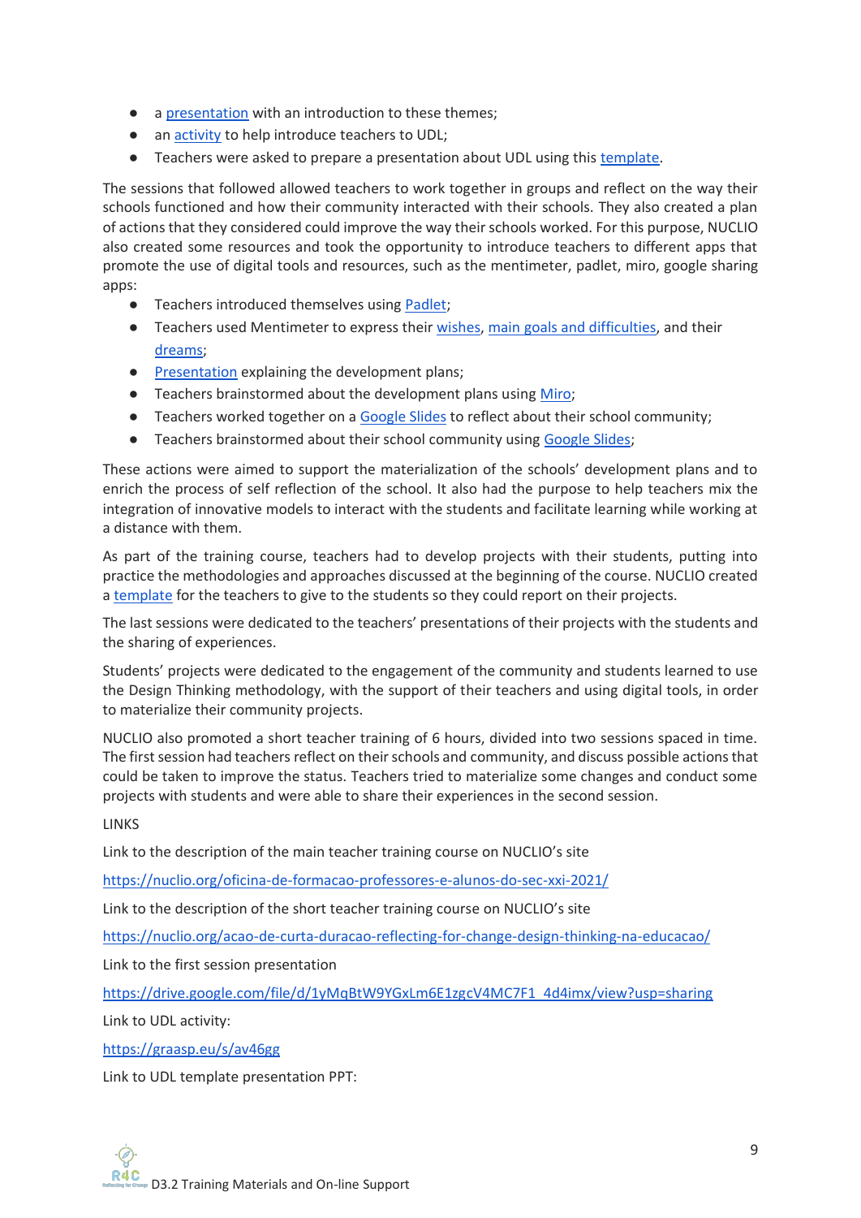- a presentation with an introduction to these themes;
- an activity to help introduce teachers to UDL;
- Teachers were asked to prepare a presentation about UDL using this template.

The sessions that followed allowed teachers to work together in groups and reflect on the way their schools functioned and how their community interacted with their schools. They also created a plan of actions that they considered could improve the way their schools worked. For this purpose, NUCLIO also created some resources and took the opportunity to introduce teachers to different apps that promote the use of digital tools and resources, such as the mentimeter, padlet, miro, google sharing apps:

- Teachers introduced themselves using Padlet;
- Teachers used Mentimeter to express their wishes, main goals and difficulties, and their dreams;
- Presentation explaining the development plans;
- Teachers brainstormed about the development plans using Miro;
- Teachers worked together on a Google Slides to reflect about their school community;
- Teachers brainstormed about their school community using Google Slides;

These actions were aimed to support the materialization of the schools' development plans and to enrich the process of self reflection of the school. It also had the purpose to help teachers mix the integration of innovative models to interact with the students and facilitate learning while working at a distance with them.

As part of the training course, teachers had to develop projects with their students, putting into practice the methodologies and approaches discussed at the beginning of the course. NUCLIO created a template for the teachers to give to the students so they could report on their projects.

The last sessions were dedicated to the teachers' presentations of their projects with the students and the sharing of experiences.

Students' projects were dedicated to the engagement of the community and students learned to use the Design Thinking methodology, with the support of their teachers and using digital tools, in order to materialize their community projects.

NUCLIO also promoted a short teacher training of 6 hours, divided into two sessions spaced in time. The first session had teachers reflect on their schools and community, and discuss possible actions that could be taken to improve the status. Teachers tried to materialize some changes and conduct some projects with students and were able to share their experiences in the second session.

LINKS

Link to the description of the main teacher training course on NUCLIO's site

https://nuclio.org/oficina-de-formacao-professores-e-alunos-do-sec-xxi-2021/

Link to the description of the short teacher training course on NUCLIO's site

https://nuclio.org/acao-de-curta-duracao-reflecting-for-change-design-thinking-na-educacao/

Link to the first session presentation

https://drive.google.com/file/d/1yMqBtW9YGxLm6E1zgcV4MC7F1_4d4imx/view?usp=sharing

Link to UDL activity:

https://graasp.eu/s/av46gg

Link to UDL template presentation PPT: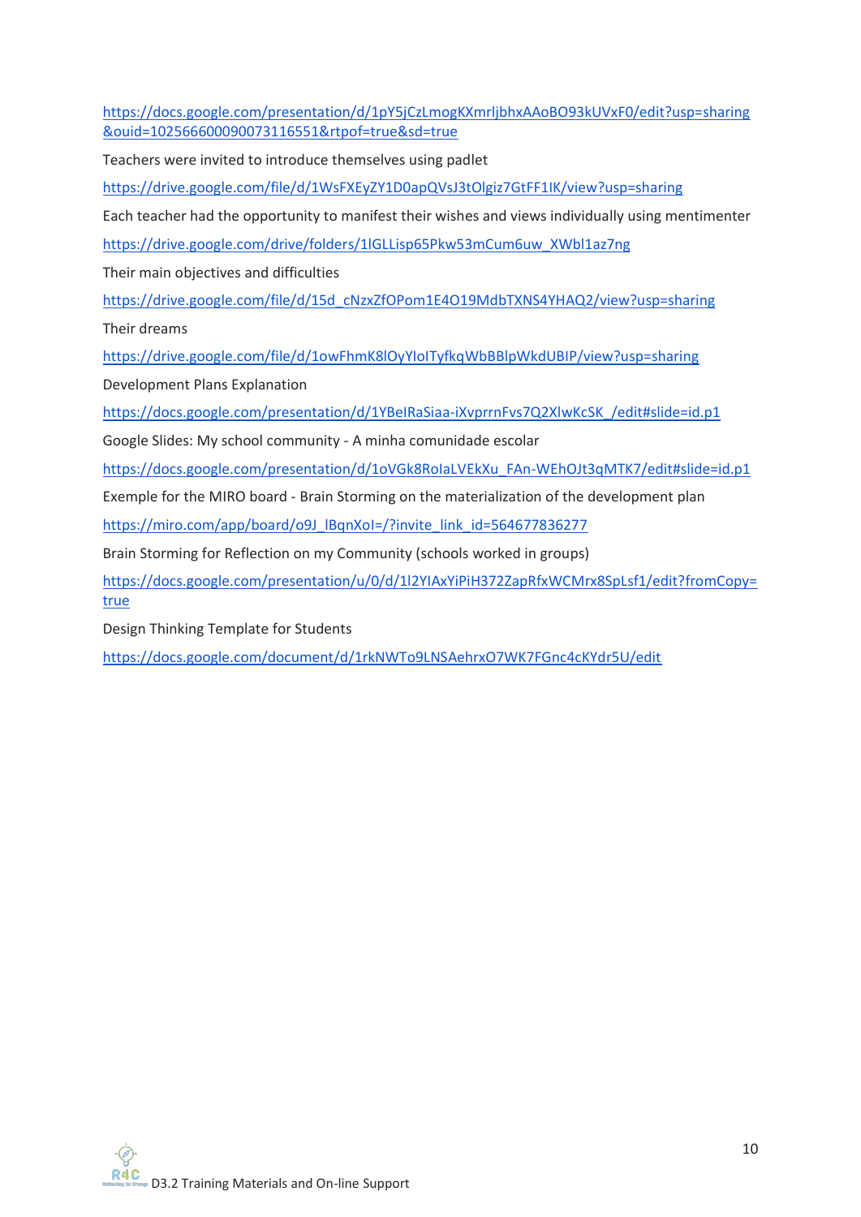https://docs.google.com/presentation/d/1pY5jCzLmogKXmrljbhxAAoBO93kUVxF0/edit?usp=sharing&ouid=102566600090073116551&rtpof=true&sd=true

Teachers were invited to introduce themselves using padlet

https://drive.google.com/file/d/1WsFXEyZY1D0apQVsJ3tOlgiz7GtFF1lK/view?usp=sharing

Each teacher had the opportunity to manifest their wishes and views individually using mentimenter

https://drive.google.com/drive/folders/1lGLLisp65Pkw53mCum6uw_XWbl1az7ng

Their main objectives and difficulties

https://drive.google.com/file/d/15d_cNzxZfOPom1E4O19MdbTXNS4YHAQ2/view?usp=sharing

Their dreams

https://drive.google.com/file/d/1owFhmK8lOyYIoITyfkqWbBBlpWkdUBIP/view?usp=sharing

Development Plans Explanation

https://docs.google.com/presentation/d/1YBeIRaSiaa-iXvprrnFvs7Q2XlwKcSK_/edit#slide=id.p1

Google Slides: My school community - A minha comunidade escolar

https://docs.google.com/presentation/d/1oVGk8RolaLVEkXu_FAn-WEhOJt3qMTK7/edit#slide=id.p1

Exemple for the MIRO board - Brain Storming on the materialization of the development plan

https://miro.com/app/board/o9J_lBqnXoI=/?invite_link_id=564677836277

Brain Storming for Reflection on my Community (schools worked in groups)

https://docs.google.com/presentation/u/0/d/1I2YIAxYiPiH372ZapRfxWCMrx8SpLsf1/edit?fromCopy=true

Design Thinking Template for Students

https://docs.google.com/document/d/1rkNWTo9LNSAehrxO7WK7FGnc4cKYdr5U/edit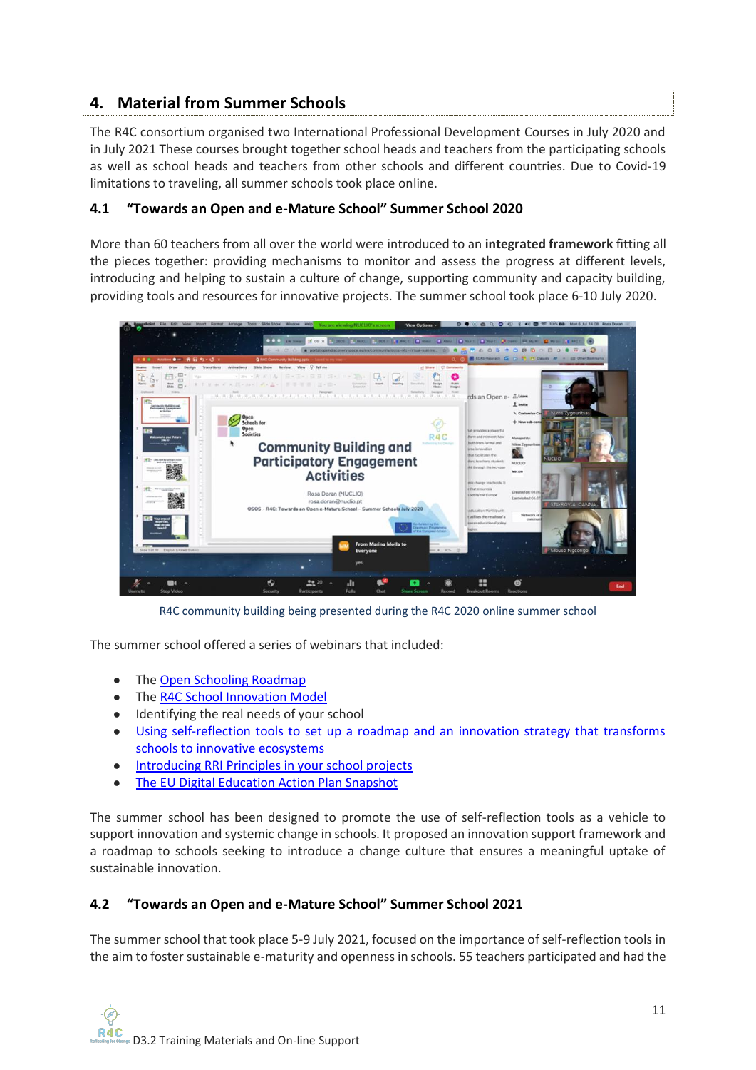## 4. Material from Summer Schools

The R4C consortium organised two International Professional Development Courses in July 2020 and in July 2021 These courses brought together school heads and teachers from the participating schools as well as school heads and teachers from other schools and different countries. Due to Covid-19 limitations to traveling, all summer schools took place online.

### 4.1 "Towards an Open and e-Mature School" Summer School 2020

More than 60 teachers from all over the world were introduced to an **integrated framework** fitting all the pieces together: providing mechanisms to monitor and assess the progress at different levels, introducing and helping to sustain a culture of change, supporting community and capacity building, providing tools and resources for innovative projects. The summer school took place 6-10 July 2020.

R4C community building being presented during the R4C 2020 online summer school

The summer school offered a series of webinars that included:

- The Open Schooling Roadmap
- The R4C School Innovation Model
- Identifying the real needs of your school
- Using self-reflection tools to set up a roadmap and an innovation strategy that transforms schools to innovative ecosystems
- Introducing RRI Principles in your school projects
- The EU Digital Education Action Plan Snapshot

The summer school has been designed to promote the use of self-reflection tools as a vehicle to support innovation and systemic change in schools. It proposed an innovation support framework and a roadmap to schools seeking to introduce a change culture that ensures a meaningful uptake of sustainable innovation.

### 4.2 "Towards an Open and e-Mature School" Summer School 2021

The summer school that took place 5-9 July 2021, focused on the importance of self-reflection tools in the aim to foster sustainable e-maturity and openness in schools. 55 teachers participated and had the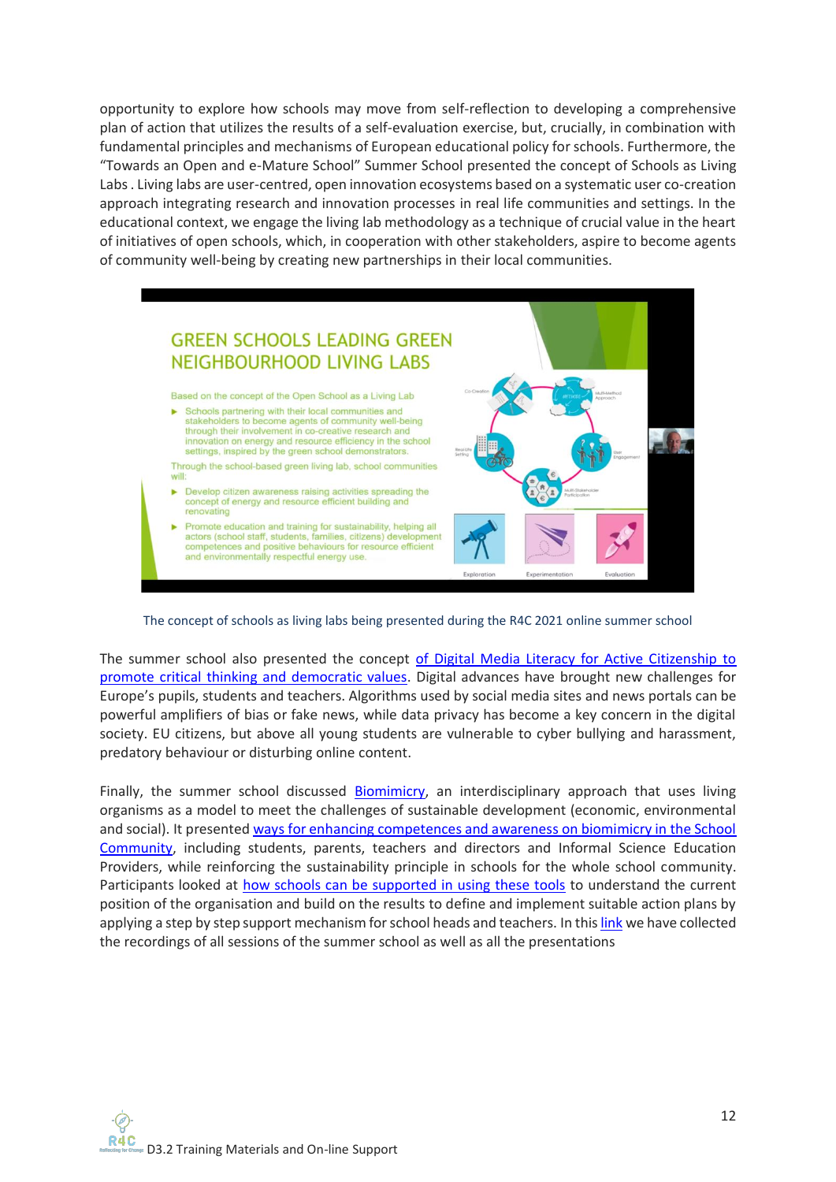opportunity to explore how schools may move from self-reflection to developing a comprehensive plan of action that utilizes the results of a self-evaluation exercise, but, crucially, in combination with fundamental principles and mechanisms of European educational policy for schools. Furthermore, the "Towards an Open and e-Mature School" Summer School presented the concept of Schools as Living Labs . Living labs are user-centred, open innovation ecosystems based on a systematic user co-creation approach integrating research and innovation processes in real life communities and settings. In the educational context, we engage the living lab methodology as a technique of crucial value in the heart of initiatives of open schools, which, in cooperation with other stakeholders, aspire to become agents of community well-being by creating new partnerships in their local communities.

The concept of schools as living labs being presented during the R4C 2021 online summer school

The summer school also presented the concept of Digital Media Literacy for Active Citizenship to promote critical thinking and democratic values. Digital advances have brought new challenges for Europe's pupils, students and teachers. Algorithms used by social media sites and news portals can be powerful amplifiers of bias or fake news, while data privacy has become a key concern in the digital society. EU citizens, but above all young students are vulnerable to cyber bullying and harassment, predatory behaviour or disturbing online content.

Finally, the summer school discussed Biomimicry, an interdisciplinary approach that uses living organisms as a model to meet the challenges of sustainable development (economic, environmental and social). It presented ways for enhancing competences and awareness on biomimicry in the School Community, including students, parents, teachers and directors and Informal Science Education Providers, while reinforcing the sustainability principle in schools for the whole school community. Participants looked at how schools can be supported in using these tools to understand the current position of the organisation and build on the results to define and implement suitable action plans by applying a step by step support mechanism for school heads and teachers. In this link we have collected the recordings of all sessions of the summer school as well as all the presentations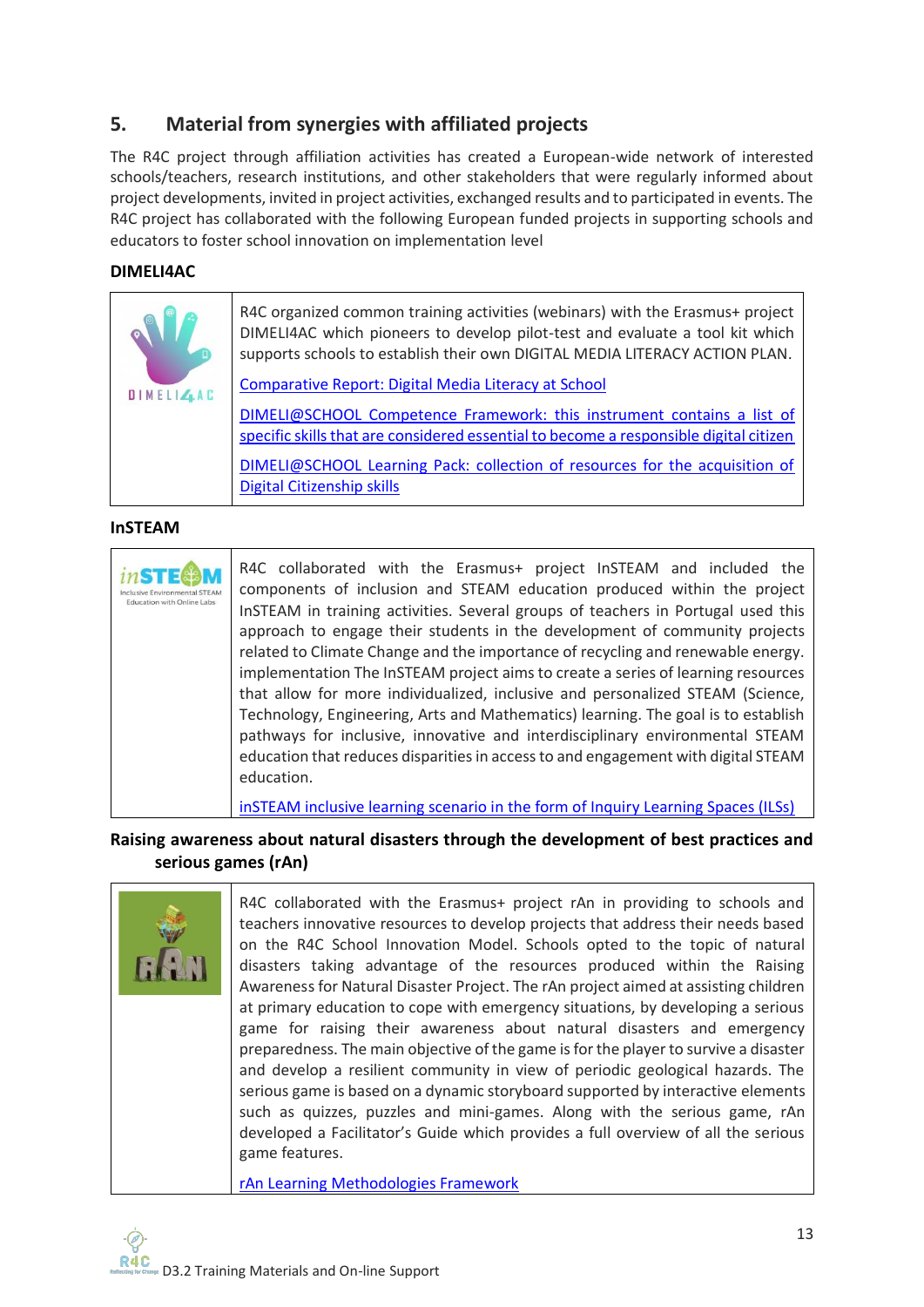## 5. Material from synergies with affiliated projects

The R4C project through affiliation activities has created a European-wide network of interested schools/teachers, research institutions, and other stakeholders that were regularly informed about project developments, invited in project activities, exchanged results and to participated in events. The R4C project has collaborated with the following European funded projects in supporting schools and educators to foster school innovation on implementation level

**DIMELI4AC**

| | |
|---|---|
| DIMELI4AC | R4C organized common training activities (webinars) with the Erasmus+ project DIMELI4AC which pioneers to develop pilot-test and evaluate a tool kit which supports schools to establish their own DIGITAL MEDIA LITERACY ACTION PLAN.<br><br>Comparative Report: Digital Media Literacy at School<br><br>DIMELI@SCHOOL Competence Framework: this instrument contains a list of specific skills that are considered essential to become a responsible digital citizen<br><br>DIMELI@SCHOOL Learning Pack: collection of resources for the acquisition of Digital Citizenship skills |

**InSTEAM**

| | |
|---|---|
| inSTEAM Inclusive Environmental STEAM Education with Online Labs | R4C collaborated with the Erasmus+ project InSTEAM and included the components of inclusion and STEAM education produced within the project InSTEAM in training activities. Several groups of teachers in Portugal used this approach to engage their students in the development of community projects related to Climate Change and the importance of recycling and renewable energy. implementation The InSTEAM project aims to create a series of learning resources that allow for more individualized, inclusive and personalized STEAM (Science, Technology, Engineering, Arts and Mathematics) learning. The goal is to establish pathways for inclusive, innovative and interdisciplinary environmental STEAM education that reduces disparities in access to and engagement with digital STEAM education.<br><br>inSTEAM inclusive learning scenario in the form of Inquiry Learning Spaces (ILSs) |

**Raising awareness about natural disasters through the development of best practices and serious games (rAn)**

| | |
|---|---|
| rAn | R4C collaborated with the Erasmus+ project rAn in providing to schools and teachers innovative resources to develop projects that address their needs based on the R4C School Innovation Model. Schools opted to the topic of natural disasters taking advantage of the resources produced within the Raising Awareness for Natural Disaster Project. The rAn project aimed at assisting children at primary education to cope with emergency situations, by developing a serious game for raising their awareness about natural disasters and emergency preparedness. The main objective of the game is for the player to survive a disaster and develop a resilient community in view of periodic geological hazards. The serious game is based on a dynamic storyboard supported by interactive elements such as quizzes, puzzles and mini-games. Along with the serious game, rAn developed a Facilitator's Guide which provides a full overview of all the serious game features.<br><br>rAn Learning Methodologies Framework |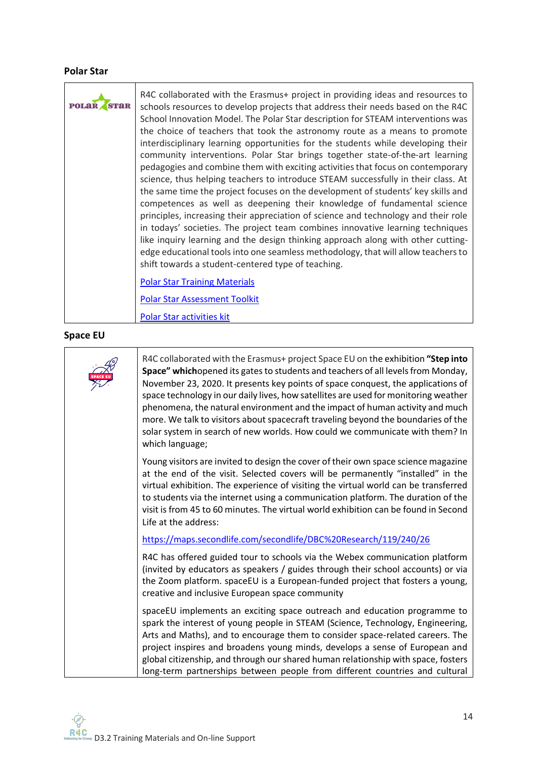**Polar Star**

| | |
|---|---|
| POLAR STAR | R4C collaborated with the Erasmus+ project in providing ideas and resources to schools resources to develop projects that address their needs based on the R4C School Innovation Model. The Polar Star description for STEAM interventions was the choice of teachers that took the astronomy route as a means to promote interdisciplinary learning opportunities for the students while developing their community interventions. Polar Star brings together state-of-the-art learning pedagogies and combine them with exciting activities that focus on contemporary science, thus helping teachers to introduce STEAM successfully in their class. At the same time the project focuses on the development of students' key skills and competences as well as deepening their knowledge of fundamental science principles, increasing their appreciation of science and technology and their role in todays' societies. The project team combines innovative learning techniques like inquiry learning and the design thinking approach along with other cutting-edge educational tools into one seamless methodology, that will allow teachers to shift towards a student-centered type of teaching.<br><br>Polar Star Training Materials<br><br>Polar Star Assessment Toolkit<br><br>Polar Star activities kit |

**Space EU**

| | |
|---|---|
| SPACE EU | R4C collaborated with the Erasmus+ project Space EU on the exhibition **"Step into Space" which**opened its gates to students and teachers of all levels from Monday, November 23, 2020. It presents key points of space conquest, the applications of space technology in our daily lives, how satellites are used for monitoring weather phenomena, the natural environment and the impact of human activity and much more. We talk to visitors about spacecraft traveling beyond the boundaries of the solar system in search of new worlds. How could we communicate with them? In which language;<br><br>Young visitors are invited to design the cover of their own space science magazine at the end of the visit. Selected covers will be permanently "installed" in the virtual exhibition. The experience of visiting the virtual world can be transferred to students via the internet using a communication platform. The duration of the visit is from 45 to 60 minutes. The virtual world exhibition can be found in Second Life at the address:<br><br>https://maps.secondlife.com/secondlife/DBC%20Research/119/240/26<br><br>R4C has offered guided tour to schools via the Webex communication platform (invited by educators as speakers / guides through their school accounts) or via the Zoom platform. spaceEU is a European-funded project that fosters a young, creative and inclusive European space community<br><br>spaceEU implements an exciting space outreach and education programme to spark the interest of young people in STEAM (Science, Technology, Engineering, Arts and Maths), and to encourage them to consider space-related careers. The project inspires and broadens young minds, develops a sense of European and global citizenship, and through our shared human relationship with space, fosters long-term partnerships between people from different countries and cultural |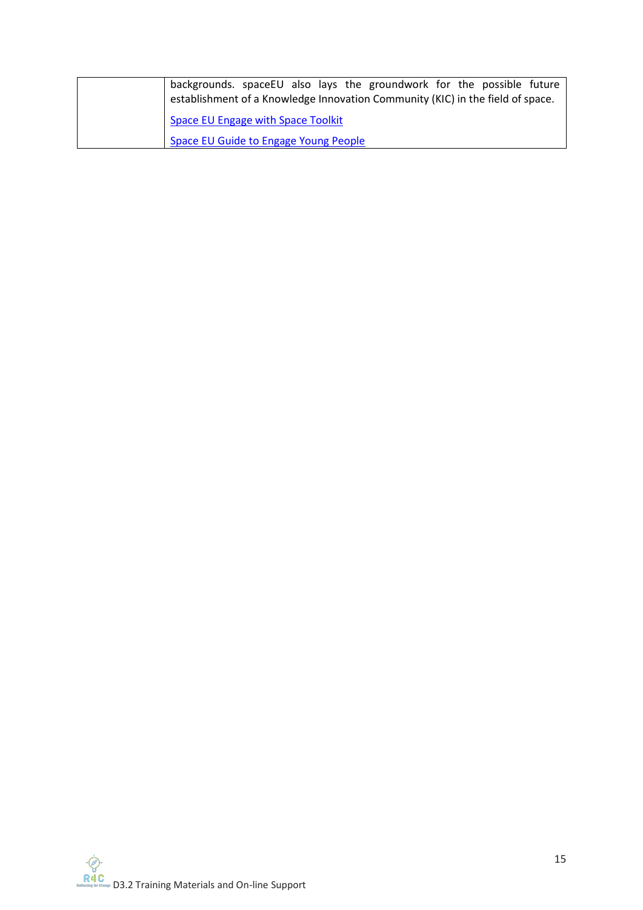| | |
|---|---|
| | backgrounds. spaceEU also lays the groundwork for the possible future establishment of a Knowledge Innovation Community (KIC) in the field of space.<br><br>Space EU Engage with Space Toolkit<br><br>Space EU Guide to Engage Young People |